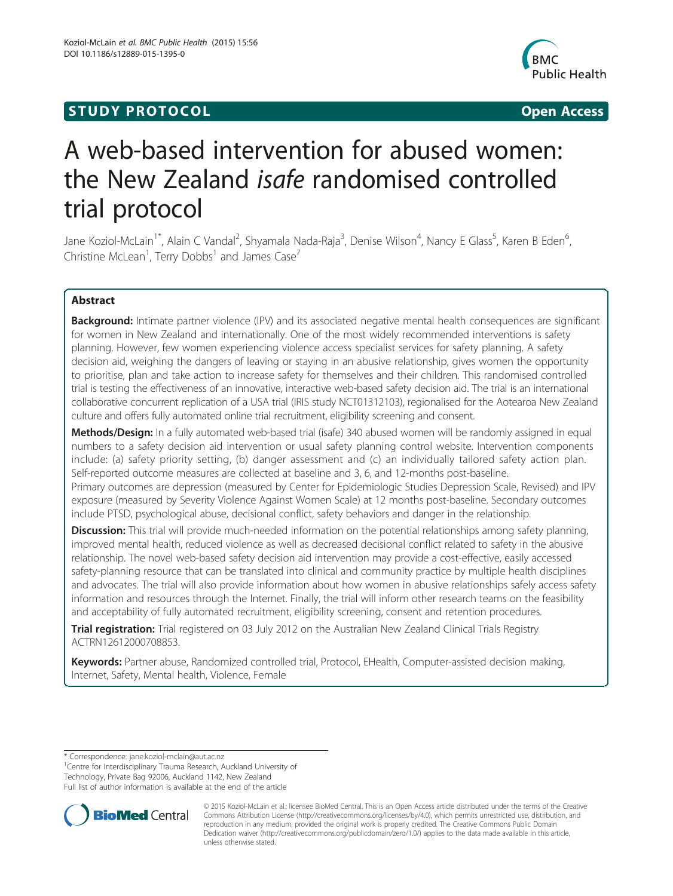**STUDY PROTOCOL** **Open Access**

# A web-based intervention for abused women: the New Zealand *isafe* randomised controlled trial protocol

Jane Koziol-McLain[1*], Alain C Vandal[2], Shyamala Nada-Raja[3], Denise Wilson[4], Nancy E Glass[5], Karen B Eden[6], Christine McLean[1], Terry Dobbs[1] and James Case[7]

## Abstract

**Background:** Intimate partner violence (IPV) and its associated negative mental health consequences are significant for women in New Zealand and internationally. One of the most widely recommended interventions is safety planning. However, few women experiencing violence access specialist services for safety planning. A safety decision aid, weighing the dangers of leaving or staying in an abusive relationship, gives women the opportunity to prioritise, plan and take action to increase safety for themselves and their children. This randomised controlled trial is testing the effectiveness of an innovative, interactive web-based safety decision aid. The trial is an international collaborative concurrent replication of a USA trial (IRIS study NCT01312103), regionalised for the Aotearoa New Zealand culture and offers fully automated online trial recruitment, eligibility screening and consent.

**Methods/Design:** In a fully automated web-based trial (isafe) 340 abused women will be randomly assigned in equal numbers to a safety decision aid intervention or usual safety planning control website. Intervention components include: (a) safety priority setting, (b) danger assessment and (c) an individually tailored safety action plan. Self-reported outcome measures are collected at baseline and 3, 6, and 12-months post-baseline.
Primary outcomes are depression (measured by Center for Epidemiologic Studies Depression Scale, Revised) and IPV exposure (measured by Severity Violence Against Women Scale) at 12 months post-baseline. Secondary outcomes include PTSD, psychological abuse, decisional conflict, safety behaviors and danger in the relationship.

**Discussion:** This trial will provide much-needed information on the potential relationships among safety planning, improved mental health, reduced violence as well as decreased decisional conflict related to safety in the abusive relationship. The novel web-based safety decision aid intervention may provide a cost-effective, easily accessed safety-planning resource that can be translated into clinical and community practice by multiple health disciplines and advocates. The trial will also provide information about how women in abusive relationships safely access safety information and resources through the Internet. Finally, the trial will inform other research teams on the feasibility and acceptability of fully automated recruitment, eligibility screening, consent and retention procedures.

**Trial registration:** Trial registered on 03 July 2012 on the Australian New Zealand Clinical Trials Registry ACTRN12612000708853.

**Keywords:** Partner abuse, Randomized controlled trial, Protocol, EHealth, Computer-assisted decision making, Internet, Safety, Mental health, Violence, Female

\* Correspondence: jane.koziol-mclain@aut.ac.nz
[1]Centre for Interdisciplinary Trauma Research, Auckland University of Technology, Private Bag 92006, Auckland 1142, New Zealand
Full list of author information is available at the end of the article

© 2015 Koziol-McLain et al.; licensee BioMed Central. This is an Open Access article distributed under the terms of the Creative Commons Attribution License (http://creativecommons.org/licenses/by/4.0), which permits unrestricted use, distribution, and reproduction in any medium, provided the original work is properly credited. The Creative Commons Public Domain Dedication waiver (http://creativecommons.org/publicdomain/zero/1.0/) applies to the data made available in this article, unless otherwise stated.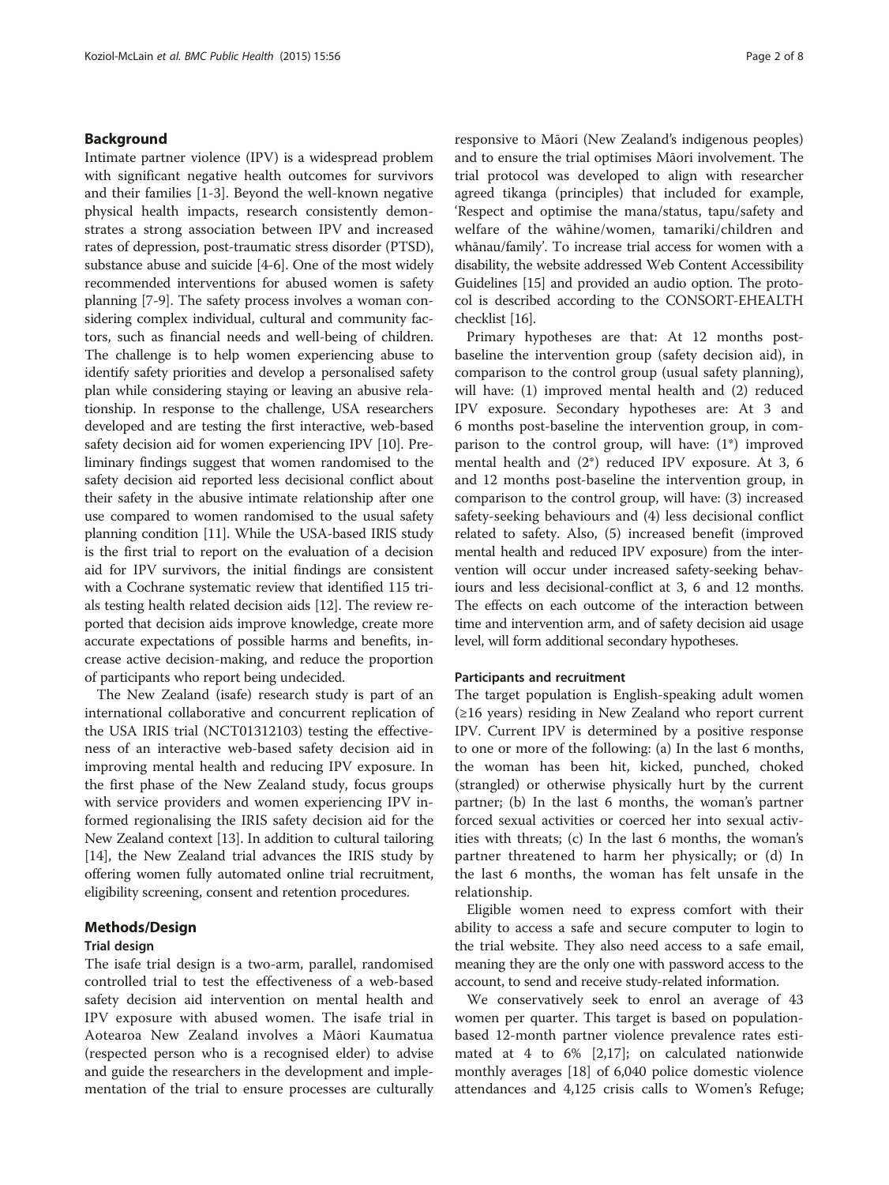## Background

Intimate partner violence (IPV) is a widespread problem with significant negative health outcomes for survivors and their families [1-3]. Beyond the well-known negative physical health impacts, research consistently demonstrates a strong association between IPV and increased rates of depression, post-traumatic stress disorder (PTSD), substance abuse and suicide [4-6]. One of the most widely recommended interventions for abused women is safety planning [7-9]. The safety process involves a woman considering complex individual, cultural and community factors, such as financial needs and well-being of children. The challenge is to help women experiencing abuse to identify safety priorities and develop a personalised safety plan while considering staying or leaving an abusive relationship. In response to the challenge, USA researchers developed and are testing the first interactive, web-based safety decision aid for women experiencing IPV [10]. Preliminary findings suggest that women randomised to the safety decision aid reported less decisional conflict about their safety in the abusive intimate relationship after one use compared to women randomised to the usual safety planning condition [11]. While the USA-based IRIS study is the first trial to report on the evaluation of a decision aid for IPV survivors, the initial findings are consistent with a Cochrane systematic review that identified 115 trials testing health related decision aids [12]. The review reported that decision aids improve knowledge, create more accurate expectations of possible harms and benefits, increase active decision-making, and reduce the proportion of participants who report being undecided.

The New Zealand (isafe) research study is part of an international collaborative and concurrent replication of the USA IRIS trial (NCT01312103) testing the effectiveness of an interactive web-based safety decision aid in improving mental health and reducing IPV exposure. In the first phase of the New Zealand study, focus groups with service providers and women experiencing IPV informed regionalising the IRIS safety decision aid for the New Zealand context [13]. In addition to cultural tailoring [14], the New Zealand trial advances the IRIS study by offering women fully automated online trial recruitment, eligibility screening, consent and retention procedures.

## Methods/Design

### Trial design

The isafe trial design is a two-arm, parallel, randomised controlled trial to test the effectiveness of a web-based safety decision aid intervention on mental health and IPV exposure with abused women. The isafe trial in Aotearoa New Zealand involves a Māori Kaumatua (respected person who is a recognised elder) to advise and guide the researchers in the development and implementation of the trial to ensure processes are culturally responsive to Māori (New Zealand's indigenous peoples) and to ensure the trial optimises Māori involvement. The trial protocol was developed to align with researcher agreed tikanga (principles) that included for example, 'Respect and optimise the mana/status, tapu/safety and welfare of the wāhine/women, tamariki/children and whānau/family'. To increase trial access for women with a disability, the website addressed Web Content Accessibility Guidelines [15] and provided an audio option. The protocol is described according to the CONSORT-EHEALTH checklist [16].

Primary hypotheses are that: At 12 months post-baseline the intervention group (safety decision aid), in comparison to the control group (usual safety planning), will have: (1) improved mental health and (2) reduced IPV exposure. Secondary hypotheses are: At 3 and 6 months post-baseline the intervention group, in comparison to the control group, will have: (1*) improved mental health and (2*) reduced IPV exposure. At 3, 6 and 12 months post-baseline the intervention group, in comparison to the control group, will have: (3) increased safety-seeking behaviours and (4) less decisional conflict related to safety. Also, (5) increased benefit (improved mental health and reduced IPV exposure) from the intervention will occur under increased safety-seeking behaviours and less decisional-conflict at 3, 6 and 12 months. The effects on each outcome of the interaction between time and intervention arm, and of safety decision aid usage level, will form additional secondary hypotheses.

### Participants and recruitment

The target population is English-speaking adult women (≥16 years) residing in New Zealand who report current IPV. Current IPV is determined by a positive response to one or more of the following: (a) In the last 6 months, the woman has been hit, kicked, punched, choked (strangled) or otherwise physically hurt by the current partner; (b) In the last 6 months, the woman's partner forced sexual activities or coerced her into sexual activities with threats; (c) In the last 6 months, the woman's partner threatened to harm her physically; or (d) In the last 6 months, the woman has felt unsafe in the relationship.

Eligible women need to express comfort with their ability to access a safe and secure computer to login to the trial website. They also need access to a safe email, meaning they are the only one with password access to the account, to send and receive study-related information.

We conservatively seek to enrol an average of 43 women per quarter. This target is based on population-based 12-month partner violence prevalence rates estimated at 4 to 6% [2,17]; on calculated nationwide monthly averages [18] of 6,040 police domestic violence attendances and 4,125 crisis calls to Women's Refuge;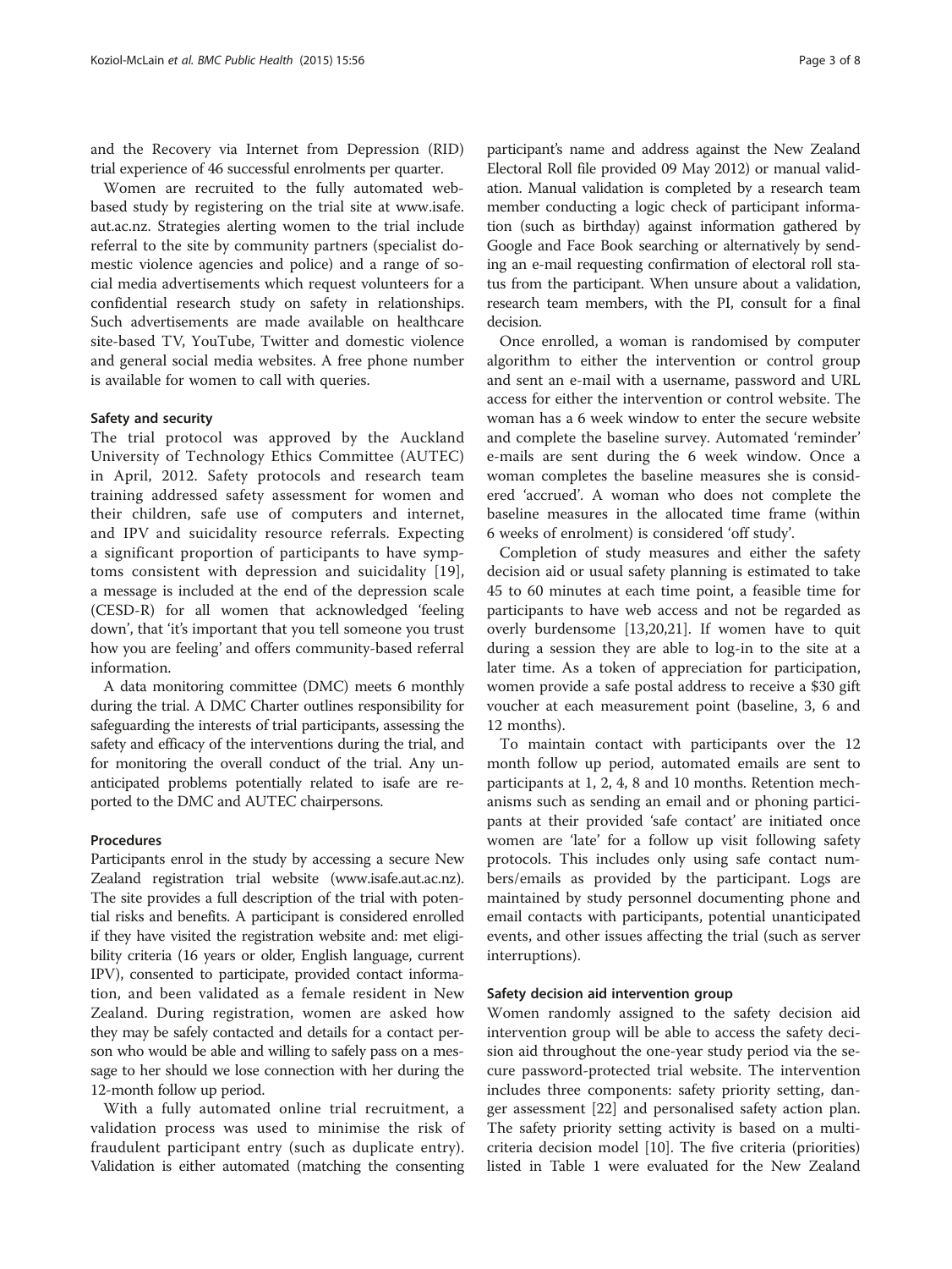and the Recovery via Internet from Depression (RID) trial experience of 46 successful enrolments per quarter.

Women are recruited to the fully automated web-based study by registering on the trial site at www.isafe.aut.ac.nz. Strategies alerting women to the trial include referral to the site by community partners (specialist domestic violence agencies and police) and a range of social media advertisements which request volunteers for a confidential research study on safety in relationships. Such advertisements are made available on healthcare site-based TV, YouTube, Twitter and domestic violence and general social media websites. A free phone number is available for women to call with queries.

### Safety and security

The trial protocol was approved by the Auckland University of Technology Ethics Committee (AUTEC) in April, 2012. Safety protocols and research team training addressed safety assessment for women and their children, safe use of computers and internet, and IPV and suicidality resource referrals. Expecting a significant proportion of participants to have symptoms consistent with depression and suicidality [19], a message is included at the end of the depression scale (CESD-R) for all women that acknowledged 'feeling down', that 'it's important that you tell someone you trust how you are feeling' and offers community-based referral information.

A data monitoring committee (DMC) meets 6 monthly during the trial. A DMC Charter outlines responsibility for safeguarding the interests of trial participants, assessing the safety and efficacy of the interventions during the trial, and for monitoring the overall conduct of the trial. Any unanticipated problems potentially related to isafe are reported to the DMC and AUTEC chairpersons.

### Procedures

Participants enrol in the study by accessing a secure New Zealand registration trial website (www.isafe.aut.ac.nz). The site provides a full description of the trial with potential risks and benefits. A participant is considered enrolled if they have visited the registration website and: met eligibility criteria (16 years or older, English language, current IPV), consented to participate, provided contact information, and been validated as a female resident in New Zealand. During registration, women are asked how they may be safely contacted and details for a contact person who would be able and willing to safely pass on a message to her should we lose connection with her during the 12-month follow up period.

With a fully automated online trial recruitment, a validation process was used to minimise the risk of fraudulent participant entry (such as duplicate entry). Validation is either automated (matching the consenting participant's name and address against the New Zealand Electoral Roll file provided 09 May 2012) or manual validation. Manual validation is completed by a research team member conducting a logic check of participant information (such as birthday) against information gathered by Google and Face Book searching or alternatively by sending an e-mail requesting confirmation of electoral roll status from the participant. When unsure about a validation, research team members, with the PI, consult for a final decision.

Once enrolled, a woman is randomised by computer algorithm to either the intervention or control group and sent an e-mail with a username, password and URL access for either the intervention or control website. The woman has a 6 week window to enter the secure website and complete the baseline survey. Automated 'reminder' e-mails are sent during the 6 week window. Once a woman completes the baseline measures she is considered 'accrued'. A woman who does not complete the baseline measures in the allocated time frame (within 6 weeks of enrolment) is considered 'off study'.

Completion of study measures and either the safety decision aid or usual safety planning is estimated to take 45 to 60 minutes at each time point, a feasible time for participants to have web access and not be regarded as overly burdensome [13,20,21]. If women have to quit during a session they are able to log-in to the site at a later time. As a token of appreciation for participation, women provide a safe postal address to receive a $30 gift voucher at each measurement point (baseline, 3, 6 and 12 months).

To maintain contact with participants over the 12 month follow up period, automated emails are sent to participants at 1, 2, 4, 8 and 10 months. Retention mechanisms such as sending an email and or phoning participants at their provided 'safe contact' are initiated once women are 'late' for a follow up visit following safety protocols. This includes only using safe contact numbers/emails as provided by the participant. Logs are maintained by study personnel documenting phone and email contacts with participants, potential unanticipated events, and other issues affecting the trial (such as server interruptions).

### Safety decision aid intervention group

Women randomly assigned to the safety decision aid intervention group will be able to access the safety decision aid throughout the one-year study period via the secure password-protected trial website. The intervention includes three components: safety priority setting, danger assessment [22] and personalised safety action plan. The safety priority setting activity is based on a multi-criteria decision model [10]. The five criteria (priorities) listed in Table 1 were evaluated for the New Zealand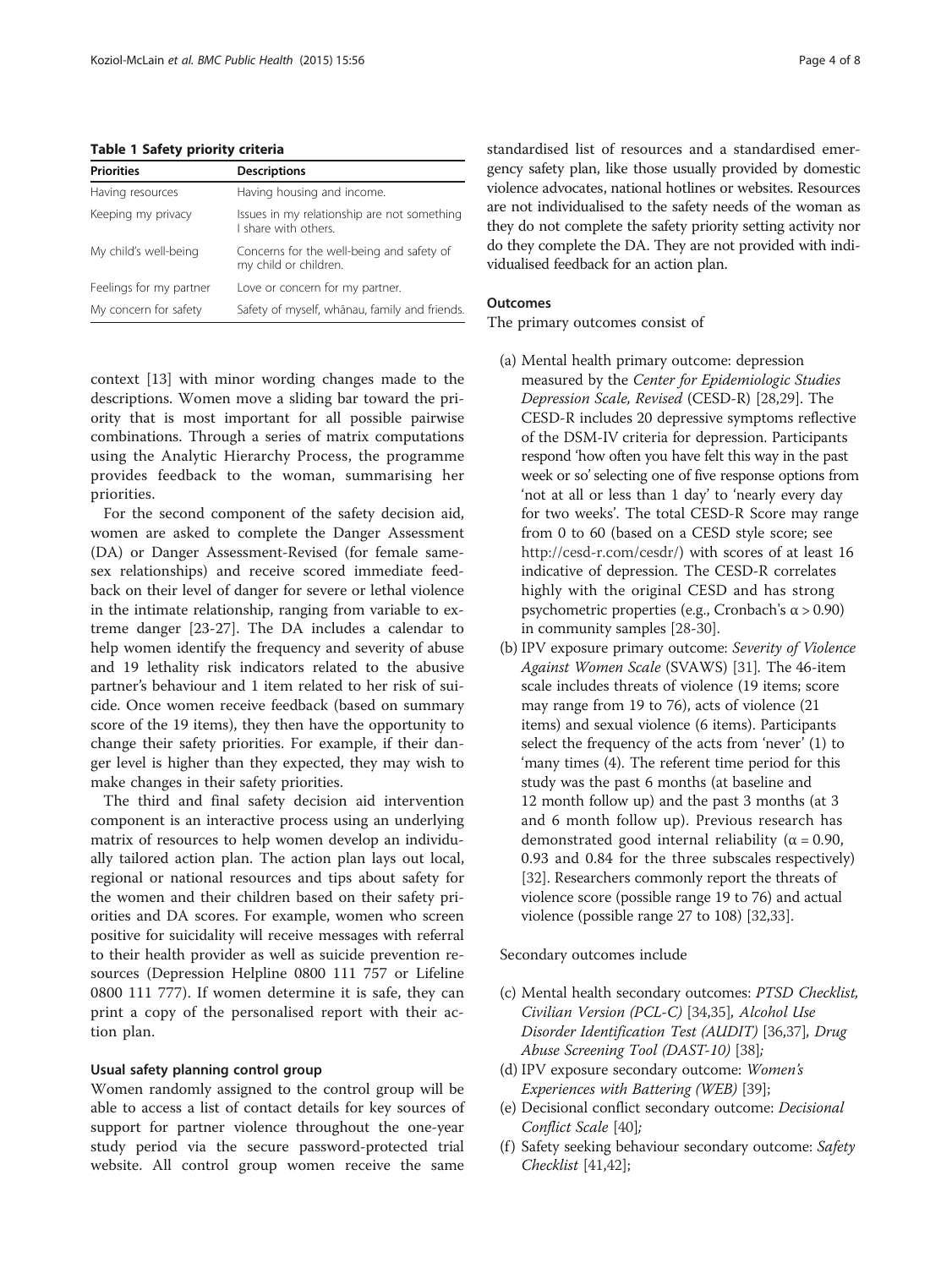**Table 1 Safety priority criteria**

| Priorities | Descriptions |
|---|---|
| Having resources | Having housing and income. |
| Keeping my privacy | Issues in my relationship are not something I share with others. |
| My child's well-being | Concerns for the well-being and safety of my child or children. |
| Feelings for my partner | Love or concern for my partner. |
| My concern for safety | Safety of myself, whānau, family and friends. |

context [13] with minor wording changes made to the descriptions. Women move a sliding bar toward the priority that is most important for all possible pairwise combinations. Through a series of matrix computations using the Analytic Hierarchy Process, the programme provides feedback to the woman, summarising her priorities.

For the second component of the safety decision aid, women are asked to complete the Danger Assessment (DA) or Danger Assessment-Revised (for female same-sex relationships) and receive scored immediate feedback on their level of danger for severe or lethal violence in the intimate relationship, ranging from variable to extreme danger [23-27]. The DA includes a calendar to help women identify the frequency and severity of abuse and 19 lethality risk indicators related to the abusive partner's behaviour and 1 item related to her risk of suicide. Once women receive feedback (based on summary score of the 19 items), they then have the opportunity to change their safety priorities. For example, if their danger level is higher than they expected, they may wish to make changes in their safety priorities.

The third and final safety decision aid intervention component is an interactive process using an underlying matrix of resources to help women develop an individually tailored action plan. The action plan lays out local, regional or national resources and tips about safety for the women and their children based on their safety priorities and DA scores. For example, women who screen positive for suicidality will receive messages with referral to their health provider as well as suicide prevention resources (Depression Helpline 0800 111 757 or Lifeline 0800 111 777). If women determine it is safe, they can print a copy of the personalised report with their action plan.

#### Usual safety planning control group

Women randomly assigned to the control group will be able to access a list of contact details for key sources of support for partner violence throughout the one-year study period via the secure password-protected trial website. All control group women receive the same standardised list of resources and a standardised emergency safety plan, like those usually provided by domestic violence advocates, national hotlines or websites. Resources are not individualised to the safety needs of the woman as they do not complete the safety priority setting activity nor do they complete the DA. They are not provided with individualised feedback for an action plan.

#### Outcomes

The primary outcomes consist of

(a) Mental health primary outcome: depression measured by the *Center for Epidemiologic Studies Depression Scale, Revised* (CESD-R) [28,29]. The CESD-R includes 20 depressive symptoms reflective of the DSM-IV criteria for depression. Participants respond 'how often you have felt this way in the past week or so' selecting one of five response options from 'not at all or less than 1 day' to 'nearly every day for two weeks'. The total CESD-R Score may range from 0 to 60 (based on a CESD style score; see http://cesd-r.com/cesdr/) with scores of at least 16 indicative of depression. The CESD-R correlates highly with the original CESD and has strong psychometric properties (e.g., Cronbach's $\alpha > 0.90$) in community samples [28-30].

(b) IPV exposure primary outcome: *Severity of Violence Against Women Scale* (SVAWS) [31]. The 46-item scale includes threats of violence (19 items; score may range from 19 to 76), acts of violence (21 items) and sexual violence (6 items). Participants select the frequency of the acts from 'never' (1) to 'many times (4). The referent time period for this study was the past 6 months (at baseline and 12 month follow up) and the past 3 months (at 3 and 6 month follow up). Previous research has demonstrated good internal reliability ($\alpha = 0.90$, 0.93 and 0.84 for the three subscales respectively) [32]. Researchers commonly report the threats of violence score (possible range 19 to 76) and actual violence (possible range 27 to 108) [32,33].

Secondary outcomes include

(c) Mental health secondary outcomes: *PTSD Checklist, Civilian Version (PCL-C)* [34,35], *Alcohol Use Disorder Identification Test (AUDIT)* [36,37], *Drug Abuse Screening Tool (DAST-10)* [38];

(d) IPV exposure secondary outcome: *Women's Experiences with Battering (WEB)* [39];

(e) Decisional conflict secondary outcome: *Decisional Conflict Scale* [40];

(f) Safety seeking behaviour secondary outcome: *Safety Checklist* [41,42];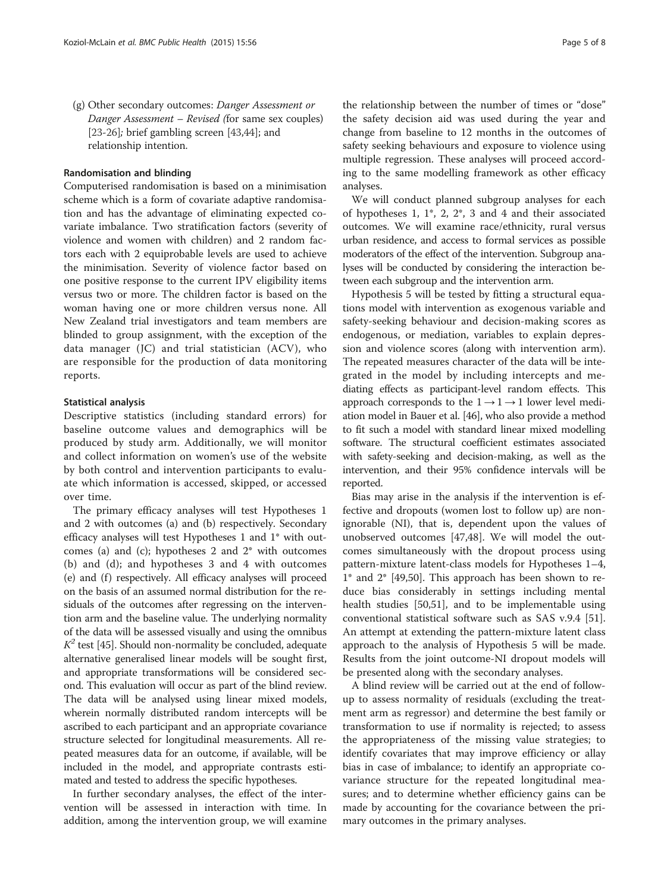(g) Other secondary outcomes: *Danger Assessment or Danger Assessment – Revised (*for same sex couples) [23-26]; brief gambling screen [43,44]; and relationship intention.

#### Randomisation and blinding

Computerised randomisation is based on a minimisation scheme which is a form of covariate adaptive randomisation and has the advantage of eliminating expected covariate imbalance. Two stratification factors (severity of violence and women with children) and 2 random factors each with 2 equiprobable levels are used to achieve the minimisation. Severity of violence factor based on one positive response to the current IPV eligibility items versus two or more. The children factor is based on the woman having one or more children versus none. All New Zealand trial investigators and team members are blinded to group assignment, with the exception of the data manager (JC) and trial statistician (ACV), who are responsible for the production of data monitoring reports.

#### Statistical analysis

Descriptive statistics (including standard errors) for baseline outcome values and demographics will be produced by study arm. Additionally, we will monitor and collect information on women's use of the website by both control and intervention participants to evaluate which information is accessed, skipped, or accessed over time.

The primary efficacy analyses will test Hypotheses 1 and 2 with outcomes (a) and (b) respectively. Secondary efficacy analyses will test Hypotheses 1 and 1* with outcomes (a) and (c); hypotheses 2 and 2* with outcomes (b) and (d); and hypotheses 3 and 4 with outcomes (e) and (f) respectively. All efficacy analyses will proceed on the basis of an assumed normal distribution for the residuals of the outcomes after regressing on the intervention arm and the baseline value. The underlying normality of the data will be assessed visually and using the omnibus $K^2$ test [45]. Should non-normality be concluded, adequate alternative generalised linear models will be sought first, and appropriate transformations will be considered second. This evaluation will occur as part of the blind review. The data will be analysed using linear mixed models, wherein normally distributed random intercepts will be ascribed to each participant and an appropriate covariance structure selected for longitudinal measurements. All repeated measures data for an outcome, if available, will be included in the model, and appropriate contrasts estimated and tested to address the specific hypotheses.

In further secondary analyses, the effect of the intervention will be assessed in interaction with time. In addition, among the intervention group, we will examine the relationship between the number of times or "dose" the safety decision aid was used during the year and change from baseline to 12 months in the outcomes of safety seeking behaviours and exposure to violence using multiple regression. These analyses will proceed according to the same modelling framework as other efficacy analyses.

We will conduct planned subgroup analyses for each of hypotheses 1, 1*, 2, 2*, 3 and 4 and their associated outcomes. We will examine race/ethnicity, rural versus urban residence, and access to formal services as possible moderators of the effect of the intervention. Subgroup analyses will be conducted by considering the interaction between each subgroup and the intervention arm.

Hypothesis 5 will be tested by fitting a structural equations model with intervention as exogenous variable and safety-seeking behaviour and decision-making scores as endogenous, or mediation, variables to explain depression and violence scores (along with intervention arm). The repeated measures character of the data will be integrated in the model by including intercepts and mediating effects as participant-level random effects. This approach corresponds to the $1 \rightarrow 1 \rightarrow 1$ lower level mediation model in Bauer et al. [46], who also provide a method to fit such a model with standard linear mixed modelling software. The structural coefficient estimates associated with safety-seeking and decision-making, as well as the intervention, and their 95% confidence intervals will be reported.

Bias may arise in the analysis if the intervention is effective and dropouts (women lost to follow up) are non-ignorable (NI), that is, dependent upon the values of unobserved outcomes [47,48]. We will model the outcomes simultaneously with the dropout process using pattern-mixture latent-class models for Hypotheses 1–4, 1* and 2* [49,50]. This approach has been shown to reduce bias considerably in settings including mental health studies [50,51], and to be implementable using conventional statistical software such as SAS v.9.4 [51]. An attempt at extending the pattern-mixture latent class approach to the analysis of Hypothesis 5 will be made. Results from the joint outcome-NI dropout models will be presented along with the secondary analyses.

A blind review will be carried out at the end of follow-up to assess normality of residuals (excluding the treatment arm as regressor) and determine the best family or transformation to use if normality is rejected; to assess the appropriateness of the missing value strategies; to identify covariates that may improve efficiency or allay bias in case of imbalance; to identify an appropriate covariance structure for the repeated longitudinal measures; and to determine whether efficiency gains can be made by accounting for the covariance between the primary outcomes in the primary analyses.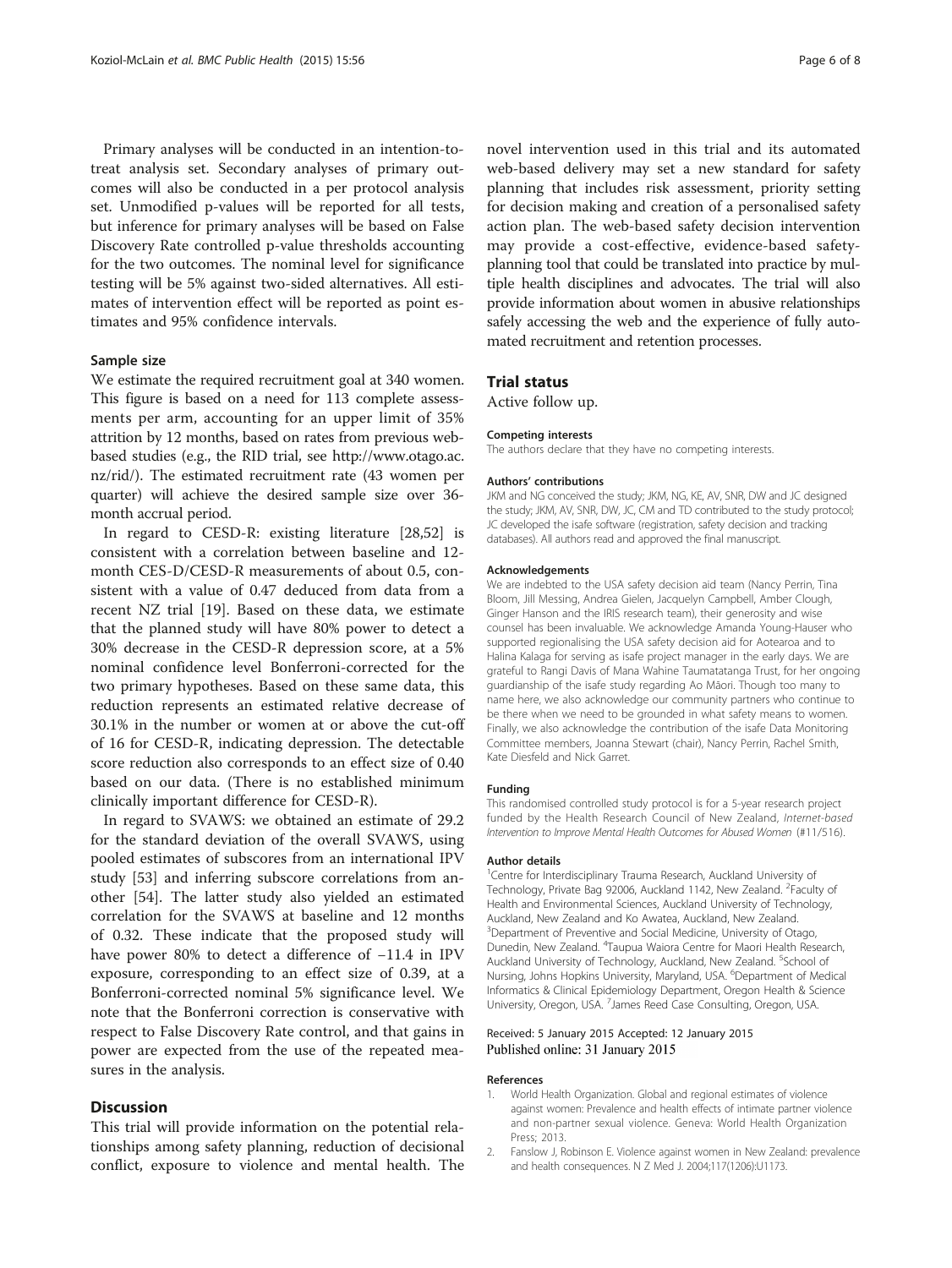Primary analyses will be conducted in an intention-to-treat analysis set. Secondary analyses of primary outcomes will also be conducted in a per protocol analysis set. Unmodified p-values will be reported for all tests, but inference for primary analyses will be based on False Discovery Rate controlled p-value thresholds accounting for the two outcomes. The nominal level for significance testing will be 5% against two-sided alternatives. All estimates of intervention effect will be reported as point estimates and 95% confidence intervals.

### Sample size

We estimate the required recruitment goal at 340 women. This figure is based on a need for 113 complete assessments per arm, accounting for an upper limit of 35% attrition by 12 months, based on rates from previous web-based studies (e.g., the RID trial, see http://www.otago.ac.nz/rid/). The estimated recruitment rate (43 women per quarter) will achieve the desired sample size over 36-month accrual period.

In regard to CESD-R: existing literature [28,52] is consistent with a correlation between baseline and 12-month CES-D/CESD-R measurements of about 0.5, consistent with a value of 0.47 deduced from data from a recent NZ trial [19]. Based on these data, we estimate that the planned study will have 80% power to detect a 30% decrease in the CESD-R depression score, at a 5% nominal confidence level Bonferroni-corrected for the two primary hypotheses. Based on these same data, this reduction represents an estimated relative decrease of 30.1% in the number or women at or above the cut-off of 16 for CESD-R, indicating depression. The detectable score reduction also corresponds to an effect size of 0.40 based on our data. (There is no established minimum clinically important difference for CESD-R).

In regard to SVAWS: we obtained an estimate of 29.2 for the standard deviation of the overall SVAWS, using pooled estimates of subscores from an international IPV study [53] and inferring subscore correlations from another [54]. The latter study also yielded an estimated correlation for the SVAWS at baseline and 12 months of 0.32. These indicate that the proposed study will have power 80% to detect a difference of −11.4 in IPV exposure, corresponding to an effect size of 0.39, at a Bonferroni-corrected nominal 5% significance level. We note that the Bonferroni correction is conservative with respect to False Discovery Rate control, and that gains in power are expected from the use of the repeated measures in the analysis.

## Discussion

This trial will provide information on the potential relationships among safety planning, reduction of decisional conflict, exposure to violence and mental health. The novel intervention used in this trial and its automated web-based delivery may set a new standard for safety planning that includes risk assessment, priority setting for decision making and creation of a personalised safety action plan. The web-based safety decision intervention may provide a cost-effective, evidence-based safety-planning tool that could be translated into practice by multiple health disciplines and advocates. The trial will also provide information about women in abusive relationships safely accessing the web and the experience of fully automated recruitment and retention processes.

## Trial status

Active follow up.

#### Competing interests

The authors declare that they have no competing interests.

#### Authors' contributions

JKM and NG conceived the study; JKM, NG, KE, AV, SNR, DW and JC designed the study; JKM, AV, SNR, DW, JC, CM and TD contributed to the study protocol; JC developed the isafe software (registration, safety decision and tracking databases). All authors read and approved the final manuscript.

#### Acknowledgements

We are indebted to the USA safety decision aid team (Nancy Perrin, Tina Bloom, Jill Messing, Andrea Gielen, Jacquelyn Campbell, Amber Clough, Ginger Hanson and the IRIS research team), their generosity and wise counsel has been invaluable. We acknowledge Amanda Young-Hauser who supported regionalising the USA safety decision aid for Aotearoa and to Halina Kalaga for serving as isafe project manager in the early days. We are grateful to Rangi Davis of Mana Wahine Taumatatanga Trust, for her ongoing guardianship of the isafe study regarding Ao Māori. Though too many to name here, we also acknowledge our community partners who continue to be there when we need to be grounded in what safety means to women. Finally, we also acknowledge the contribution of the isafe Data Monitoring Committee members, Joanna Stewart (chair), Nancy Perrin, Rachel Smith, Kate Diesfeld and Nick Garret.

#### Funding

This randomised controlled study protocol is for a 5-year research project funded by the Health Research Council of New Zealand, *Internet-based Intervention to Improve Mental Health Outcomes for Abused Women* (#11/516).

#### Author details

[1]Centre for Interdisciplinary Trauma Research, Auckland University of Technology, Private Bag 92006, Auckland 1142, New Zealand. [2]Faculty of Health and Environmental Sciences, Auckland University of Technology, Auckland, New Zealand and Ko Awatea, Auckland, New Zealand. [3]Department of Preventive and Social Medicine, University of Otago, Dunedin, New Zealand. [4]Taupua Waiora Centre for Maori Health Research, Auckland University of Technology, Auckland, New Zealand. [5]School of Nursing, Johns Hopkins University, Maryland, USA. [6]Department of Medical Informatics & Clinical Epidemiology Department, Oregon Health & Science University, Oregon, USA. [7]James Reed Case Consulting, Oregon, USA.

Received: 5 January 2015 Accepted: 12 January 2015
Published online: 31 January 2015

#### References

1. World Health Organization. Global and regional estimates of violence against women: Prevalence and health effects of intimate partner violence and non-partner sexual violence. Geneva: World Health Organization Press; 2013.
2. Fanslow J, Robinson E. Violence against women in New Zealand: prevalence and health consequences. N Z Med J. 2004;117(1206):U1173.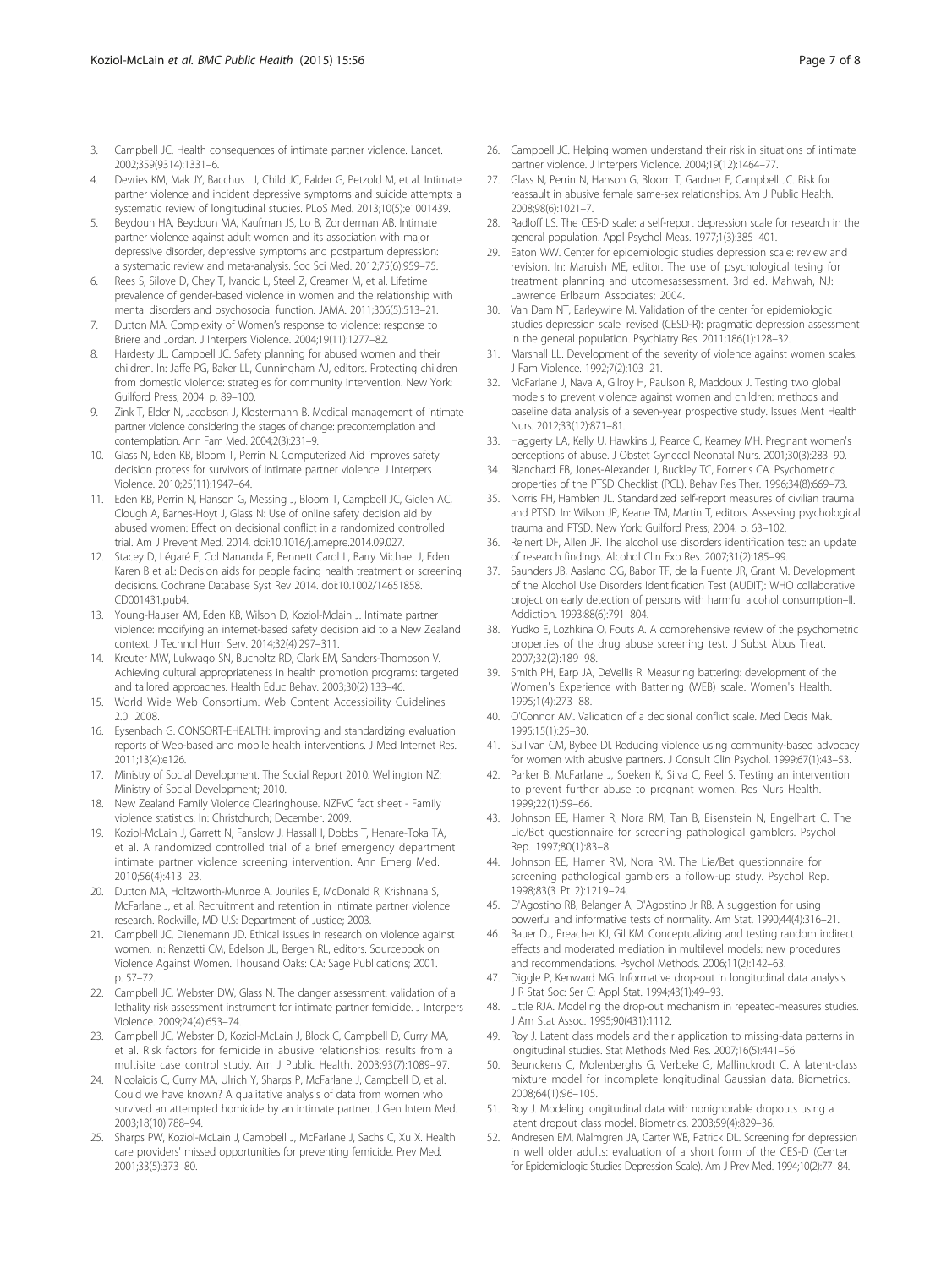3. Campbell JC. Health consequences of intimate partner violence. Lancet. 2002;359(9314):1331–6.
4. Devries KM, Mak JY, Bacchus LJ, Child JC, Falder G, Petzold M, et al. Intimate partner violence and incident depressive symptoms and suicide attempts: a systematic review of longitudinal studies. PLoS Med. 2013;10(5):e1001439.
5. Beydoun HA, Beydoun MA, Kaufman JS, Lo B, Zonderman AB. Intimate partner violence against adult women and its association with major depressive disorder, depressive symptoms and postpartum depression: a systematic review and meta-analysis. Soc Sci Med. 2012;75(6):959–75.
6. Rees S, Silove D, Chey T, Ivancic L, Steel Z, Creamer M, et al. Lifetime prevalence of gender-based violence in women and the relationship with mental disorders and psychosocial function. JAMA. 2011;306(5):513–21.
7. Dutton MA. Complexity of Women's response to violence: response to Briere and Jordan. J Interpers Violence. 2004;19(11):1277–82.
8. Hardesty JL, Campbell JC. Safety planning for abused women and their children. In: Jaffe PG, Baker LL, Cunningham AJ, editors. Protecting children from domestic violence: strategies for community intervention. New York: Guilford Press; 2004. p. 89–100.
9. Zink T, Elder N, Jacobson J, Klostermann B. Medical management of intimate partner violence considering the stages of change: precontemplation and contemplation. Ann Fam Med. 2004;2(3):231–9.
10. Glass N, Eden KB, Bloom T, Perrin N. Computerized Aid improves safety decision process for survivors of intimate partner violence. J Interpers Violence. 2010;25(11):1947–64.
11. Eden KB, Perrin N, Hanson G, Messing J, Bloom T, Campbell JC, Gielen AC, Clough A, Barnes-Hoyt J, Glass N: Use of online safety decision aid by abused women: Effect on decisional conflict in a randomized controlled trial. Am J Prevent Med. 2014. doi:10.1016/j.amepre.2014.09.027.
12. Stacey D, Légaré F, Col Nananda F, Bennett Carol L, Barry Michael J, Eden Karen B et al.: Decision aids for people facing health treatment or screening decisions. Cochrane Database Syst Rev 2014. doi:10.1002/14651858. CD001431.pub4.
13. Young-Hauser AM, Eden KB, Wilson D, Koziol-Mclain J. Intimate partner violence: modifying an internet-based safety decision aid to a New Zealand context. J Technol Hum Serv. 2014;32(4):297–311.
14. Kreuter MW, Lukwago SN, Bucholtz RD, Clark EM, Sanders-Thompson V. Achieving cultural appropriateness in health promotion programs: targeted and tailored approaches. Health Educ Behav. 2003;30(2):133–46.
15. World Wide Web Consortium. Web Content Accessibility Guidelines 2.0. 2008.
16. Eysenbach G. CONSORT-EHEALTH: improving and standardizing evaluation reports of Web-based and mobile health interventions. J Med Internet Res. 2011;13(4):e126.
17. Ministry of Social Development. The Social Report 2010. Wellington NZ: Ministry of Social Development; 2010.
18. New Zealand Family Violence Clearinghouse. NZFVC fact sheet - Family violence statistics. In: Christchurch; December. 2009.
19. Koziol-McLain J, Garrett N, Fanslow J, Hassall I, Dobbs T, Henare-Toka TA, et al. A randomized controlled trial of a brief emergency department intimate partner violence screening intervention. Ann Emerg Med. 2010;56(4):413–23.
20. Dutton MA, Holtzworth-Munroe A, Jouriles E, McDonald R, Krishnana S, McFarlane J, et al. Recruitment and retention in intimate partner violence research. Rockville, MD U.S: Department of Justice; 2003.
21. Campbell JC, Dienemann JD. Ethical issues in research on violence against women. In: Renzetti CM, Edelson JL, Bergen RL, editors. Sourcebook on Violence Against Women. Thousand Oaks: CA: Sage Publications; 2001. p. 57–72.
22. Campbell JC, Webster DW, Glass N. The danger assessment: validation of a lethality risk assessment instrument for intimate partner femicide. J Interpers Violence. 2009;24(4):653–74.
23. Campbell JC, Webster D, Koziol-McLain J, Block C, Campbell D, Curry MA, et al. Risk factors for femicide in abusive relationships: results from a multisite case control study. Am J Public Health. 2003;93(7):1089–97.
24. Nicolaidis C, Curry MA, Ulrich Y, Sharps P, McFarlane J, Campbell D, et al. Could we have known? A qualitative analysis of data from women who survived an attempted homicide by an intimate partner. J Gen Intern Med. 2003;18(10):788–94.
25. Sharps PW, Koziol-McLain J, Campbell J, McFarlane J, Sachs C, Xu X. Health care providers' missed opportunities for preventing femicide. Prev Med. 2001;33(5):373–80.
26. Campbell JC. Helping women understand their risk in situations of intimate partner violence. J Interpers Violence. 2004;19(12):1464–77.
27. Glass N, Perrin N, Hanson G, Bloom T, Gardner E, Campbell JC. Risk for reassault in abusive female same-sex relationships. Am J Public Health. 2008;98(6):1021–7.
28. Radloff LS. The CES-D scale: a self-report depression scale for research in the general population. Appl Psychol Meas. 1977;1(3):385–401.
29. Eaton WW. Center for epidemiologic studies depression scale: review and revision. In: Maruish ME, editor. The use of psychological tesing for treatment planning and utcomesassessment. 3rd ed. Mahwah, NJ: Lawrence Erlbaum Associates; 2004.
30. Van Dam NT, Earleywine M. Validation of the center for epidemiologic studies depression scale–revised (CESD-R): pragmatic depression assessment in the general population. Psychiatry Res. 2011;186(1):128–32.
31. Marshall LL. Development of the severity of violence against women scales. J Fam Violence. 1992;7(2):103–21.
32. McFarlane J, Nava A, Gilroy H, Paulson R, Maddoux J. Testing two global models to prevent violence against women and children: methods and baseline data analysis of a seven-year prospective study. Issues Ment Health Nurs. 2012;33(12):871–81.
33. Haggerty LA, Kelly U, Hawkins J, Pearce C, Kearney MH. Pregnant women's perceptions of abuse. J Obstet Gynecol Neonatal Nurs. 2001;30(3):283–90.
34. Blanchard EB, Jones-Alexander J, Buckley TC, Forneris CA. Psychometric properties of the PTSD Checklist (PCL). Behav Res Ther. 1996;34(8):669–73.
35. Norris FH, Hamblen JL. Standardized self-report measures of civilian trauma and PTSD. In: Wilson JP, Keane TM, Martin T, editors. Assessing psychological trauma and PTSD. New York: Guilford Press; 2004. p. 63–102.
36. Reinert DF, Allen JP. The alcohol use disorders identification test: an update of research findings. Alcohol Clin Exp Res. 2007;31(2):185–99.
37. Saunders JB, Aasland OG, Babor TF, de la Fuente JR, Grant M. Development of the Alcohol Use Disorders Identification Test (AUDIT): WHO collaborative project on early detection of persons with harmful alcohol consumption–II. Addiction. 1993;88(6):791–804.
38. Yudko E, Lozhkina O, Fouts A. A comprehensive review of the psychometric properties of the drug abuse screening test. J Subst Abus Treat. 2007;32(2):189–98.
39. Smith PH, Earp JA, DeVellis R. Measuring battering: development of the Women's Experience with Battering (WEB) scale. Women's Health. 1995;1(4):273–88.
40. O'Connor AM. Validation of a decisional conflict scale. Med Decis Mak. 1995;15(1):25–30.
41. Sullivan CM, Bybee DI. Reducing violence using community-based advocacy for women with abusive partners. J Consult Clin Psychol. 1999;67(1):43–53.
42. Parker B, McFarlane J, Soeken K, Silva C, Reel S. Testing an intervention to prevent further abuse to pregnant women. Res Nurs Health. 1999;22(1):59–66.
43. Johnson EE, Hamer R, Nora RM, Tan B, Eisenstein N, Engelhart C. The Lie/Bet questionnaire for screening pathological gamblers. Psychol Rep. 1997;80(1):83–8.
44. Johnson EE, Hamer RM, Nora RM. The Lie/Bet questionnaire for screening pathological gamblers: a follow-up study. Psychol Rep. 1998;83(3 Pt 2):1219–24.
45. D'Agostino RB, Belanger A, D'Agostino Jr RB. A suggestion for using powerful and informative tests of normality. Am Stat. 1990;44(4):316–21.
46. Bauer DJ, Preacher KJ, Gil KM. Conceptualizing and testing random indirect effects and moderated mediation in multilevel models: new procedures and recommendations. Psychol Methods. 2006;11(2):142–63.
47. Diggle P, Kenward MG. Informative drop-out in longitudinal data analysis. J R Stat Soc: Ser C: Appl Stat. 1994;43(1):49–93.
48. Little RJA. Modeling the drop-out mechanism in repeated-measures studies. J Am Stat Assoc. 1995;90(431):1112.
49. Roy J. Latent class models and their application to missing-data patterns in longitudinal studies. Stat Methods Med Res. 2007;16(5):441–56.
50. Beunckens C, Molenberghs G, Verbeke G, Mallinckrodt C. A latent-class mixture model for incomplete longitudinal Gaussian data. Biometrics. 2008;64(1):96–105.
51. Roy J. Modeling longitudinal data with nonignorable dropouts using a latent dropout class model. Biometrics. 2003;59(4):829–36.
52. Andresen EM, Malmgren JA, Carter WB, Patrick DL. Screening for depression in well older adults: evaluation of a short form of the CES-D (Center for Epidemiologic Studies Depression Scale). Am J Prev Med. 1994;10(2):77–84.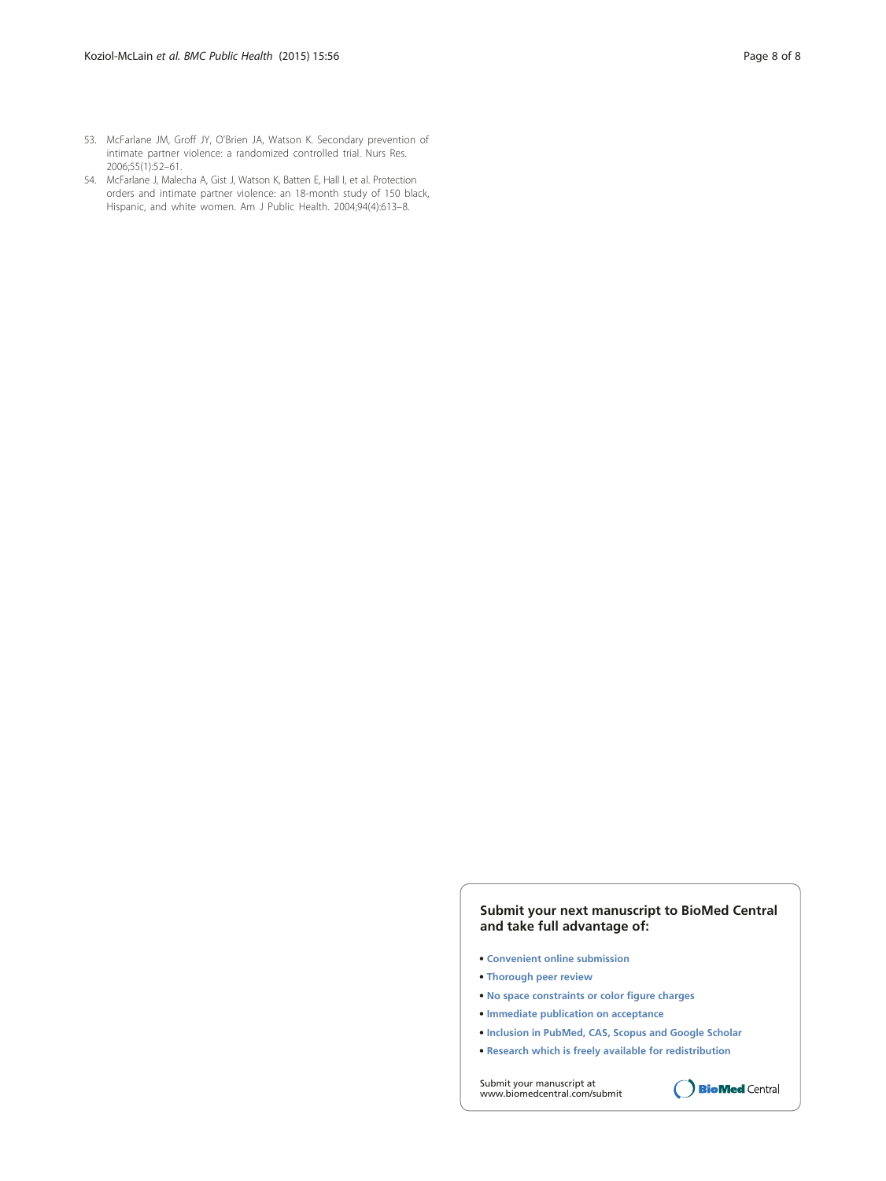53. McFarlane JM, Groff JY, O'Brien JA, Watson K. Secondary prevention of intimate partner violence: a randomized controlled trial. Nurs Res. 2006;55(1):52–61.
54. McFarlane J, Malecha A, Gist J, Watson K, Batten E, Hall I, et al. Protection orders and intimate partner violence: an 18-month study of 150 black, Hispanic, and white women. Am J Public Health. 2004;94(4):613–8.

**Submit your next manuscript to BioMed Central and take full advantage of:**

- **Convenient online submission**
- **Thorough peer review**
- **No space constraints or color figure charges**
- **Immediate publication on acceptance**
- **Inclusion in PubMed, CAS, Scopus and Google Scholar**
- **Research which is freely available for redistribution**

Submit your manuscript at
www.biomedcentral.com/submit

BioMed Central